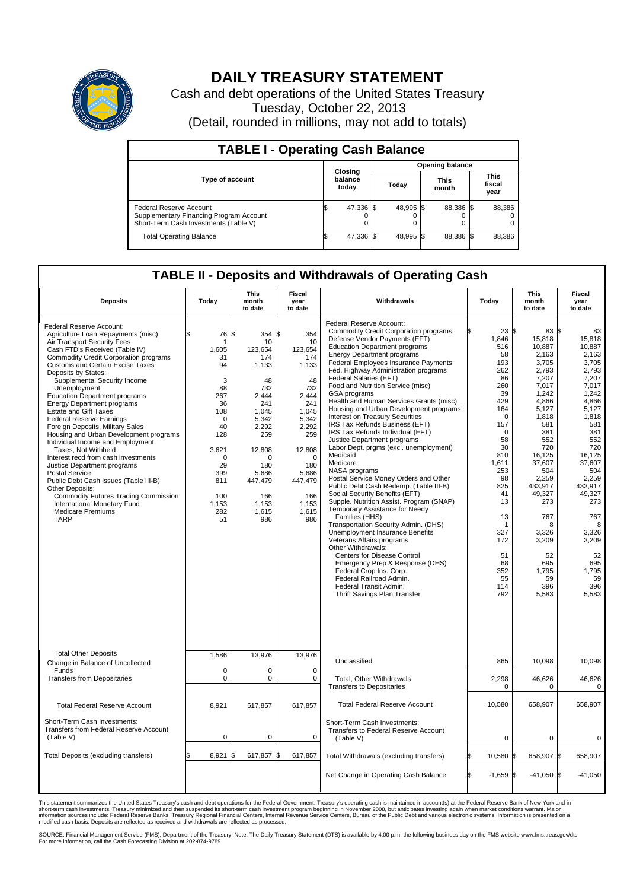# DAILY TREASURY STATEMENT

Cash and debt operations of the United States Treasury

Tuesday, October 22, 2013

(Detail, rounded in millions, may not add to totals)

## TABLE I - Operating Cash Balance

| Type of account | Closing balance today | Opening balance Today | Opening balance This month | Opening balance This fiscal year |
|---|---|---|---|---|
| Federal Reserve Account | $ 47,336 | $ 48,995 | $ 88,386 | $ 88,386 |
| Supplementary Financing Program Account | 0 | 0 | 0 | 0 |
| Short-Term Cash Investments (Table V) | 0 | 0 | 0 | 0 |
| Total Operating Balance | $ 47,336 | $ 48,995 | $ 88,386 | $ 88,386 |

## TABLE II - Deposits and Withdrawals of Operating Cash

| Deposits | Today | This month to date | Fiscal year to date | Withdrawals | Today | This month to date | Fiscal year to date |
|---|---|---|---|---|---|---|---|
| Federal Reserve Account: | | | | Federal Reserve Account: | | | |
| Agriculture Loan Repayments (misc) | $ 76 | $ 354 | $ 354 | Commodity Credit Corporation programs | $ 23 | $ 83 | $ 83 |
| Air Transport Security Fees | 1 | 10 | 10 | Defense Vendor Payments (EFT) | 1,846 | 15,818 | 15,818 |
| Cash FTD's Received (Table IV) | 1,605 | 123,654 | 123,654 | Education Department programs | 516 | 10,887 | 10,887 |
| Commodity Credit Corporation programs | 31 | 174 | 174 | Energy Department programs | 58 | 2,163 | 2,163 |
| Customs and Certain Excise Taxes | 94 | 1,133 | 1,133 | Federal Employees Insurance Payments | 193 | 3,705 | 3,705 |
| Deposits by States: | | | | Fed. Highway Administration programs | 262 | 2,793 | 2,793 |
| Supplemental Security Income | 3 | 48 | 48 | Federal Salaries (EFT) | 86 | 7,207 | 7,207 |
| Unemployment | 88 | 732 | 732 | Food and Nutrition Service (misc) | 260 | 7,017 | 7,017 |
| Education Department programs | 267 | 2,444 | 2,444 | GSA programs | 39 | 1,242 | 1,242 |
| Energy Department programs | 36 | 241 | 241 | Health and Human Services Grants (misc) | 429 | 4,866 | 4,866 |
| Estate and Gift Taxes | 108 | 1,045 | 1,045 | Housing and Urban Development programs | 164 | 5,127 | 5,127 |
| Federal Reserve Earnings | 0 | 5,342 | 5,342 | Interest on Treasury Securities | 0 | 1,818 | 1,818 |
| Foreign Deposits, Military Sales | 40 | 2,292 | 2,292 | IRS Tax Refunds Business (EFT) | 157 | 581 | 581 |
| Housing and Urban Development programs | 128 | 259 | 259 | IRS Tax Refunds Individual (EFT) | 0 | 381 | 381 |
| Individual Income and Employment Taxes, Not Withheld | 3,621 | 12,808 | 12,808 | Justice Department programs | 58 | 552 | 552 |
| Interest recd from cash investments | 0 | 0 | 0 | Labor Dept. prgms (excl. unemployment) | 30 | 720 | 720 |
| Justice Department programs | 29 | 180 | 180 | Medicaid | 810 | 16,125 | 16,125 |
| Postal Service | 399 | 5,686 | 5,686 | Medicare | 1,611 | 37,607 | 37,607 |
| Public Debt Cash Issues (Table III-B) | 811 | 447,479 | 447,479 | NASA programs | 253 | 504 | 504 |
| Other Deposits: | | | | Postal Service Money Orders and Other | 98 | 2,259 | 2,259 |
| Commodity Futures Trading Commission | 100 | 166 | 166 | Public Debt Cash Redemp. (Table III-B) | 825 | 433,917 | 433,917 |
| International Monetary Fund | 1,153 | 1,153 | 1,153 | Social Security Benefits (EFT) | 41 | 49,327 | 49,327 |
| Medicare Premiums | 282 | 1,615 | 1,615 | Supple. Nutrition Assist. Program (SNAP) | 13 | 273 | 273 |
| TARP | 51 | 986 | 986 | Temporary Assistance for Needy Families (HHS) | 13 | 767 | 767 |
| | | | | Transportation Security Admin. (DHS) | 1 | 8 | 8 |
| | | | | Unemployment Insurance Benefits | 327 | 3,326 | 3,326 |
| | | | | Veterans Affairs programs | 172 | 3,209 | 3,209 |
| | | | | Other Withdrawals: | | | |
| | | | | Centers for Disease Control | 51 | 52 | 52 |
| | | | | Emergency Prep & Response (DHS) | 68 | 695 | 695 |
| | | | | Federal Crop Ins. Corp. | 352 | 1,795 | 1,795 |
| | | | | Federal Railroad Admin. | 55 | 59 | 59 |
| | | | | Federal Transit Admin. | 114 | 396 | 396 |
| | | | | Thrift Savings Plan Transfer | 792 | 5,583 | 5,583 |
| Total Other Deposits | 1,586 | 13,976 | 13,976 | Unclassified | 865 | 10,098 | 10,098 |
| Change in Balance of Uncollected Funds | 0 | 0 | 0 | | | | |
| Transfers from Depositaries | 0 | 0 | 0 | Total, Other Withdrawals | 2,298 | 46,626 | 46,626 |
| | | | | Transfers to Depositaries | 0 | 0 | 0 |
| Total Federal Reserve Account | 8,921 | 617,857 | 617,857 | Total Federal Reserve Account | 10,580 | 658,907 | 658,907 |
| Short-Term Cash Investments: Transfers from Federal Reserve Account (Table V) | 0 | 0 | 0 | Short-Term Cash Investments: Transfers to Federal Reserve Account (Table V) | 0 | 0 | 0 |
| Total Deposits (excluding transfers) | $ 8,921 | $ 617,857 | $ 617,857 | Total Withdrawals (excluding transfers) | $ 10,580 | $ 658,907 | $ 658,907 |
| | | | | Net Change in Operating Cash Balance | $ -1,659 | $ -41,050 | $ -41,050 |

This statement summarizes the United States Treasury's cash and debt operations for the Federal Government. Treasury's operating cash is maintained in account(s) at the Federal Reserve Bank of New York and in short-term cash investments. Treasury minimized and then suspended its short-term cash investment program beginning in November 2008, but anticipates investing again when market conditions warrant. Major information sources include: Federal Reserve Banks, Treasury Regional Financial Centers, Internal Revenue Service Centers, Bureau of the Public Debt and various electronic systems. Information is presented on a modified cash basis. Deposits are reflected as received and withdrawals are reflected as processed.

SOURCE: Financial Management Service (FMS), Department of the Treasury. Note: The Daily Treasury Statement (DTS) is available by 4:00 p.m. the following business day on the FMS website www.fms.treas.gov/dts. For more information, call the Cash Forecasting Division at 202-874-9789.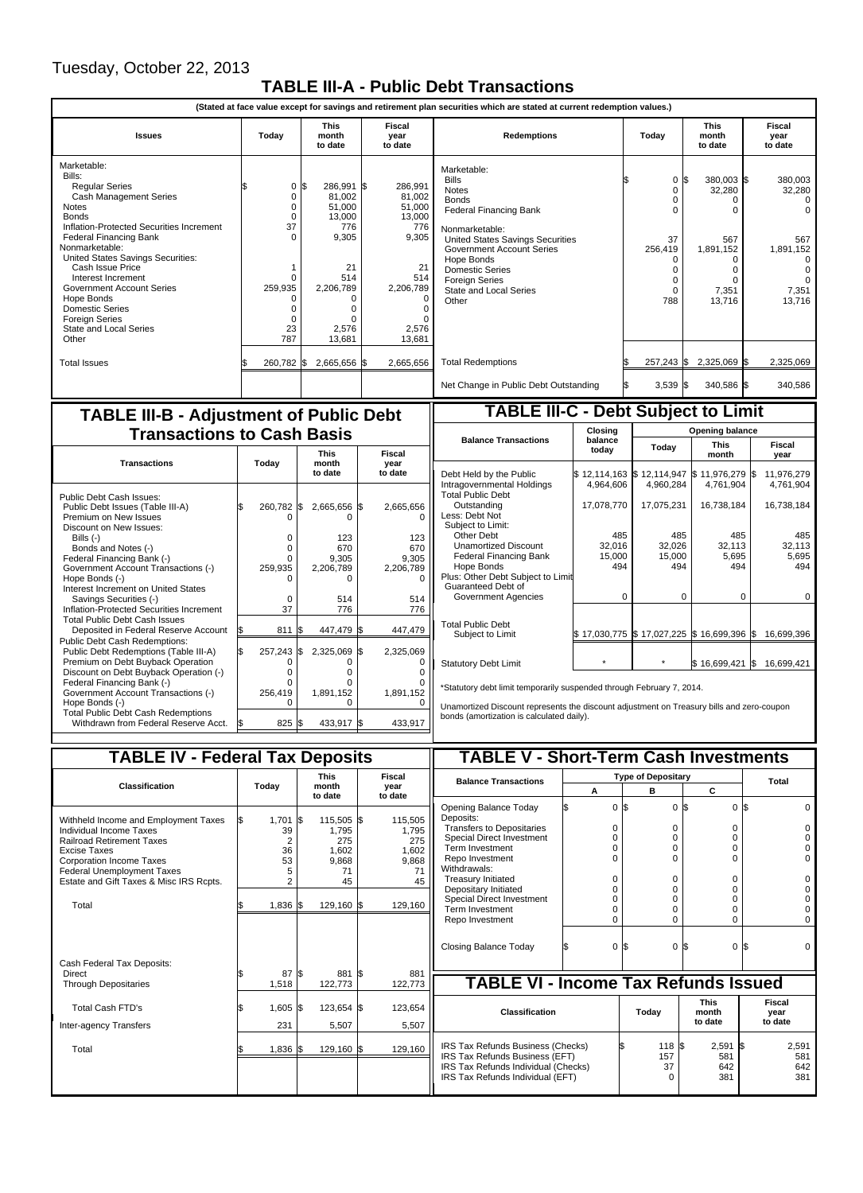Tuesday, October 22, 2013

# TABLE III-A - Public Debt Transactions

(Stated at face value except for savings and retirement plan securities which are stated at current redemption values.)

| Issues | Today | This month to date | Fiscal year to date | Redemptions | Today | This month to date | Fiscal year to date |
|---|---|---|---|---|---|---|---|
| Marketable: | | | | Marketable: | | | |
| Bills: | | | | Bills | $ 0 | $ 380,003 | $ 380,003 |
| Regular Series | $ 0 | $ 286,991 | $ 286,991 | Notes | 0 | 32,280 | 32,280 |
| Cash Management Series | 0 | 81,002 | 81,002 | Bonds | 0 | 0 | 0 |
| Notes | 0 | 51,000 | 51,000 | Federal Financing Bank | 0 | 0 | 0 |
| Bonds | 0 | 13,000 | 13,000 | | | | |
| Inflation-Protected Securities Increment | 37 | 776 | 776 | Nonmarketable: | | | |
| Federal Financing Bank | 0 | 9,305 | 9,305 | United States Savings Securities | 37 | 567 | 567 |
| Nonmarketable: | | | | Government Account Series | 256,419 | 1,891,152 | 1,891,152 |
| United States Savings Securities: | | | | Hope Bonds | 0 | 0 | 0 |
| Cash Issue Price | 1 | 21 | 21 | Domestic Series | 0 | 0 | 0 |
| Interest Increment | 0 | 514 | 514 | Foreign Series | 0 | 0 | 0 |
| Government Account Series | 259,935 | 2,206,789 | 2,206,789 | State and Local Series | 0 | 7,351 | 7,351 |
| Hope Bonds | 0 | 0 | 0 | Other | 788 | 13,716 | 13,716 |
| Domestic Series | 0 | 0 | 0 | | | | |
| Foreign Series | 0 | 0 | 0 | | | | |
| State and Local Series | 23 | 2,576 | 2,576 | | | | |
| Other | 787 | 13,681 | 13,681 | | | | |
| Total Issues | $ 260,782 | $ 2,665,656 | $ 2,665,656 | Total Redemptions | $ 257,243 | $ 2,325,069 | $ 2,325,069 |
| | | | | Net Change in Public Debt Outstanding | $ 3,539 | $ 340,586 | $ 340,586 |

# TABLE III-B - Adjustment of Public Debt Transactions to Cash Basis

| Transactions | Today | This month to date | Fiscal year to date |
|---|---|---|---|
| Public Debt Cash Issues: | | | |
| Public Debt Issues (Table III-A) | $ 260,782 | $ 2,665,656 | $ 2,665,656 |
| Premium on New Issues | 0 | 0 | 0 |
| Discount on New Issues: | | | |
| Bills (-) | 0 | 123 | 123 |
| Bonds and Notes (-) | 0 | 670 | 670 |
| Federal Financing Bank (-) | 0 | 9,305 | 9,305 |
| Government Account Transactions (-) | 259,935 | 2,206,789 | 2,206,789 |
| Hope Bonds (-) | 0 | 0 | 0 |
| Interest Increment on United States Savings Securities (-) | 0 | 514 | 514 |
| Inflation-Protected Securities Increment | 37 | 776 | 776 |
| Total Public Debt Cash Issues Deposited in Federal Reserve Account | $ 811 | $ 447,479 | $ 447,479 |
| Public Debt Cash Redemptions: | | | |
| Public Debt Redemptions (Table III-A) | $ 257,243 | $ 2,325,069 | $ 2,325,069 |
| Premium on Debt Buyback Operation | 0 | 0 | 0 |
| Discount on Debt Buyback Operation (-) | 0 | 0 | 0 |
| Federal Financing Bank (-) | 0 | 0 | 0 |
| Government Account Transactions (-) | 256,419 | 1,891,152 | 1,891,152 |
| Hope Bonds (-) | 0 | 0 | 0 |
| Total Public Debt Cash Redemptions Withdrawn from Federal Reserve Acct. | $ 825 | $ 433,917 | $ 433,917 |

# TABLE III-C - Debt Subject to Limit

| Balance Transactions | Closing balance today | Opening balance Today | Opening balance This month | Opening balance Fiscal year |
|---|---|---|---|---|
| Debt Held by the Public | $ 12,114,163 | $ 12,114,947 | $ 11,976,279 | $ 11,976,279 |
| Intragovernmental Holdings | 4,964,606 | 4,960,284 | 4,761,904 | 4,761,904 |
| Total Public Debt Outstanding | 17,078,770 | 17,075,231 | 16,738,184 | 16,738,184 |
| Less: Debt Not Subject to Limit: | | | | |
| Other Debt | 485 | 485 | 485 | 485 |
| Unamortized Discount | 32,016 | 32,026 | 32,113 | 32,113 |
| Federal Financing Bank | 15,000 | 15,000 | 5,695 | 5,695 |
| Hope Bonds | 494 | 494 | 494 | 494 |
| Plus: Other Debt Subject to Limit | | | | |
| Guaranteed Debt of Government Agencies | 0 | 0 | 0 | 0 |
| Total Public Debt Subject to Limit | $ 17,030,775 | $ 17,027,225 | $ 16,699,396 | $ 16,699,396 |
| Statutory Debt Limit | * | * | $ 16,699,421 | $ 16,699,421 |

*Statutory debt limit temporarily suspended through February 7, 2014.

Unamortized Discount represents the discount adjustment on Treasury bills and zero-coupon bonds (amortization is calculated daily).

# TABLE IV - Federal Tax Deposits

| Classification | Today | This month to date | Fiscal year to date |
|---|---|---|---|
| Withheld Income and Employment Taxes | $ 1,701 | $ 115,505 | $ 115,505 |
| Individual Income Taxes | 39 | 1,795 | 1,795 |
| Railroad Retirement Taxes | 2 | 275 | 275 |
| Excise Taxes | 36 | 1,602 | 1,602 |
| Corporation Income Taxes | 53 | 9,868 | 9,868 |
| Federal Unemployment Taxes | 5 | 71 | 71 |
| Estate and Gift Taxes & Misc IRS Rcpts. | 2 | 45 | 45 |
| Total | $ 1,836 | $ 129,160 | $ 129,160 |
| Cash Federal Tax Deposits: | | | |
| Direct | $ 87 | $ 881 | $ 881 |
| Through Depositaries | 1,518 | 122,773 | 122,773 |
| Total Cash FTD's | $ 1,605 | $ 123,654 | $ 123,654 |
| Inter-agency Transfers | 231 | 5,507 | 5,507 |
| Total | $ 1,836 | $ 129,160 | $ 129,160 |

# TABLE V - Short-Term Cash Investments

| Balance Transactions | Type of Depositary A | Type of Depositary B | Type of Depositary C | Total |
|---|---|---|---|---|
| Opening Balance Today | $ 0 | $ 0 | $ 0 | $ 0 |
| Deposits: | | | | |
| Transfers to Depositaries | 0 | 0 | 0 | 0 |
| Special Direct Investment | 0 | 0 | 0 | 0 |
| Term Investment | 0 | 0 | 0 | 0 |
| Repo Investment | 0 | 0 | 0 | 0 |
| Withdrawals: | | | | |
| Treasury Initiated | 0 | 0 | 0 | 0 |
| Depositary Initiated | 0 | 0 | 0 | 0 |
| Special Direct Investment | 0 | 0 | 0 | 0 |
| Term Investment | 0 | 0 | 0 | 0 |
| Repo Investment | 0 | 0 | 0 | 0 |
| Closing Balance Today | $ 0 | $ 0 | $ 0 | $ 0 |

# TABLE VI - Income Tax Refunds Issued

| Classification | Today | This month to date | Fiscal year to date |
|---|---|---|---|
| IRS Tax Refunds Business (Checks) | $ 118 | $ 2,591 | $ 2,591 |
| IRS Tax Refunds Business (EFT) | 157 | 581 | 581 |
| IRS Tax Refunds Individual (Checks) | 37 | 642 | 642 |
| IRS Tax Refunds Individual (EFT) | 0 | 381 | 381 |